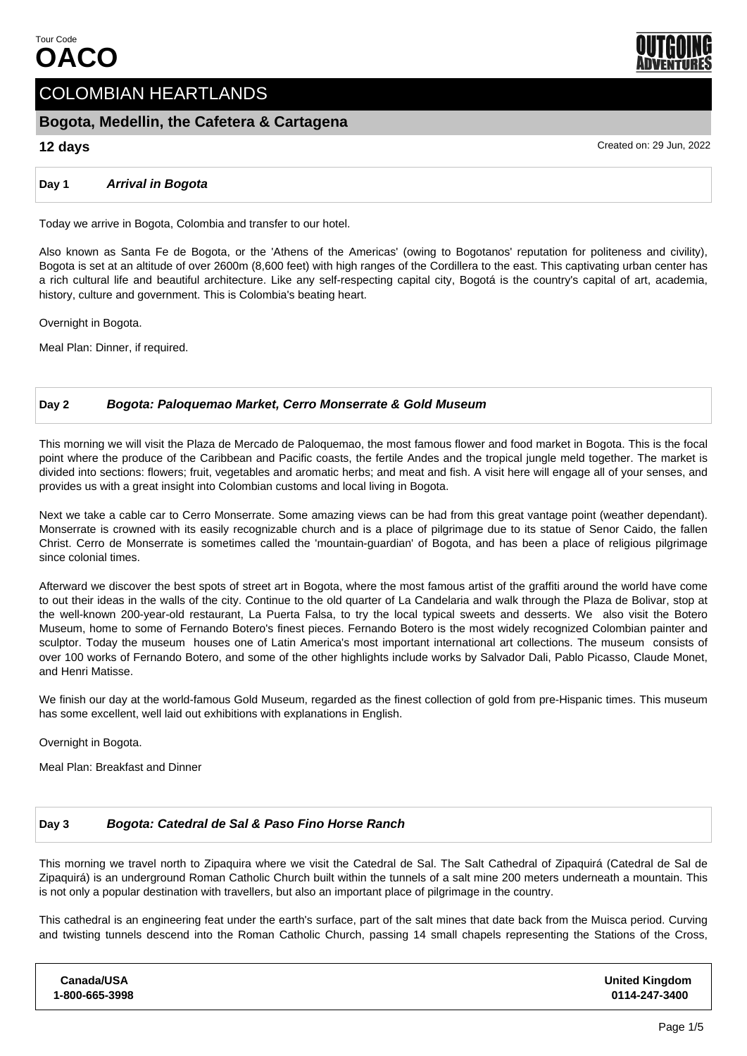Tour Code
**OACO**

# COLOMBIAN HEARTLANDS

## Bogota, Medellin, the Cafetera & Cartagena

**12 days**

Created on: 29 Jun, 2022

### Day 1 *Arrival in Bogota*

Today we arrive in Bogota, Colombia and transfer to our hotel.

Also known as Santa Fe de Bogota, or the 'Athens of the Americas' (owing to Bogotanos' reputation for politeness and civility), Bogota is set at an altitude of over 2600m (8,600 feet) with high ranges of the Cordillera to the east. This captivating urban center has a rich cultural life and beautiful architecture. Like any self-respecting capital city, Bogotá is the country's capital of art, academia, history, culture and government. This is Colombia's beating heart.

Overnight in Bogota.

Meal Plan: Dinner, if required.

### Day 2 *Bogota: Paloquemao Market, Cerro Monserrate & Gold Museum*

This morning we will visit the Plaza de Mercado de Paloquemao, the most famous flower and food market in Bogota. This is the focal point where the produce of the Caribbean and Pacific coasts, the fertile Andes and the tropical jungle meld together. The market is divided into sections: flowers; fruit, vegetables and aromatic herbs; and meat and fish. A visit here will engage all of your senses, and provides us with a great insight into Colombian customs and local living in Bogota.

Next we take a cable car to Cerro Monserrate. Some amazing views can be had from this great vantage point (weather dependant). Monserrate is crowned with its easily recognizable church and is a place of pilgrimage due to its statue of Senor Caido, the fallen Christ. Cerro de Monserrate is sometimes called the 'mountain-guardian' of Bogota, and has been a place of religious pilgrimage since colonial times.

Afterward we discover the best spots of street art in Bogota, where the most famous artist of the graffiti around the world have come to out their ideas in the walls of the city. Continue to the old quarter of La Candelaria and walk through the Plaza de Bolivar, stop at the well-known 200-year-old restaurant, La Puerta Falsa, to try the local typical sweets and desserts. We also visit the Botero Museum, home to some of Fernando Botero's finest pieces. Fernando Botero is the most widely recognized Colombian painter and sculptor. Today the museum houses one of Latin America's most important international art collections. The museum consists of over 100 works of Fernando Botero, and some of the other highlights include works by Salvador Dali, Pablo Picasso, Claude Monet, and Henri Matisse.

We finish our day at the world-famous Gold Museum, regarded as the finest collection of gold from pre-Hispanic times. This museum has some excellent, well laid out exhibitions with explanations in English.

Overnight in Bogota.

Meal Plan: Breakfast and Dinner

### Day 3 *Bogota: Catedral de Sal & Paso Fino Horse Ranch*

This morning we travel north to Zipaquira where we visit the Catedral de Sal. The Salt Cathedral of Zipaquirá (Catedral de Sal de Zipaquirá) is an underground Roman Catholic Church built within the tunnels of a salt mine 200 meters underneath a mountain. This is not only a popular destination with travellers, but also an important place of pilgrimage in the country.

This cathedral is an engineering feat under the earth's surface, part of the salt mines that date back from the Muisca period. Curving and twisting tunnels descend into the Roman Catholic Church, passing 14 small chapels representing the Stations of the Cross,

| Canada/USA | United Kingdom |
|---|---|
| 1-800-665-3998 | 0114-247-3400 |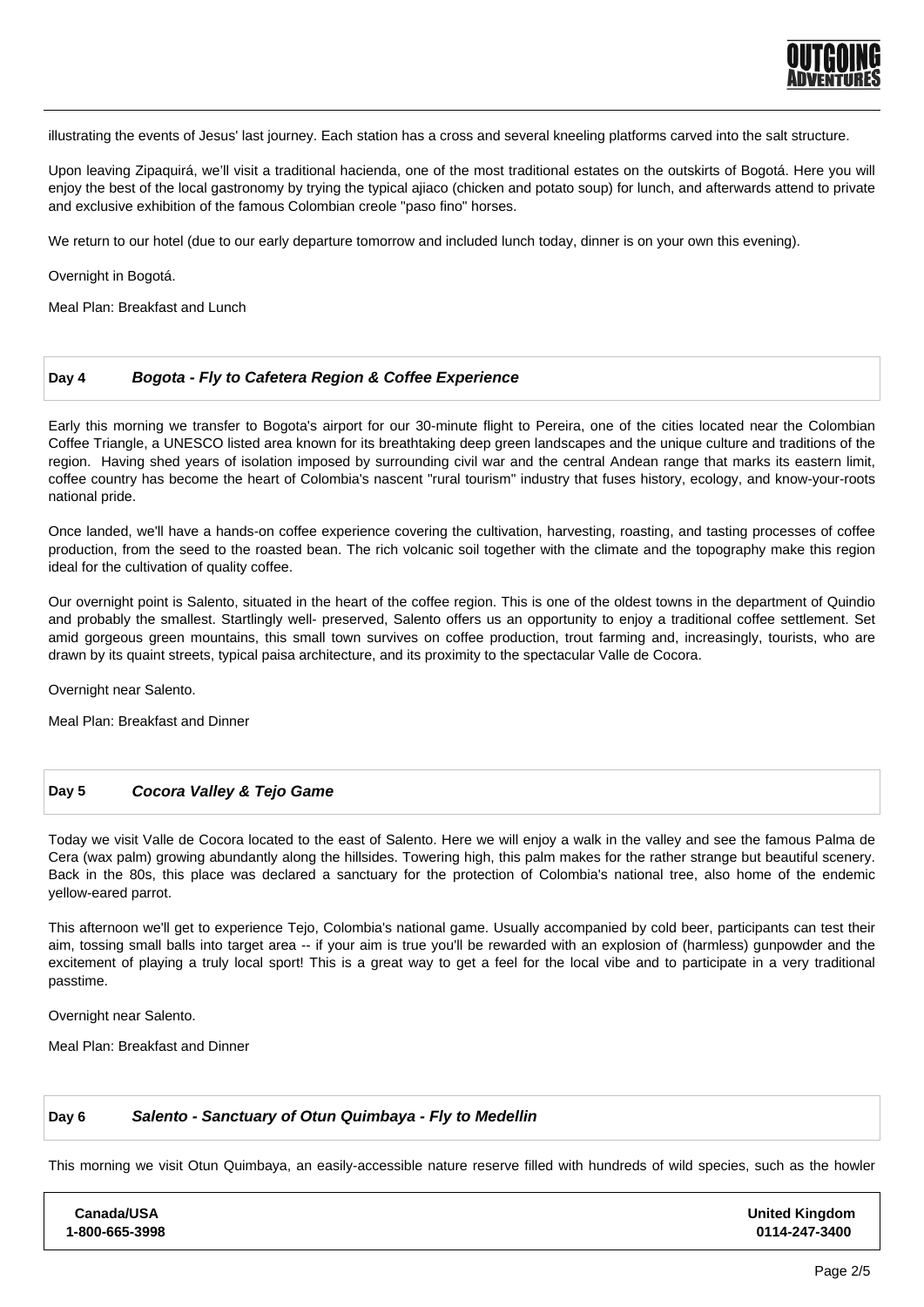illustrating the events of Jesus' last journey. Each station has a cross and several kneeling platforms carved into the salt structure.

Upon leaving Zipaquirá, we'll visit a traditional hacienda, one of the most traditional estates on the outskirts of Bogotá. Here you will enjoy the best of the local gastronomy by trying the typical ajiaco (chicken and potato soup) for lunch, and afterwards attend to private and exclusive exhibition of the famous Colombian creole "paso fino" horses.

We return to our hotel (due to our early departure tomorrow and included lunch today, dinner is on your own this evening).

Overnight in Bogotá.

Meal Plan: Breakfast and Lunch

## Day 4 *Bogota - Fly to Cafetera Region & Coffee Experience*

Early this morning we transfer to Bogota's airport for our 30-minute flight to Pereira, one of the cities located near the Colombian Coffee Triangle, a UNESCO listed area known for its breathtaking deep green landscapes and the unique culture and traditions of the region. Having shed years of isolation imposed by surrounding civil war and the central Andean range that marks its eastern limit, coffee country has become the heart of Colombia's nascent "rural tourism" industry that fuses history, ecology, and know-your-roots national pride.

Once landed, we'll have a hands-on coffee experience covering the cultivation, harvesting, roasting, and tasting processes of coffee production, from the seed to the roasted bean. The rich volcanic soil together with the climate and the topography make this region ideal for the cultivation of quality coffee.

Our overnight point is Salento, situated in the heart of the coffee region. This is one of the oldest towns in the department of Quindio and probably the smallest. Startlingly well- preserved, Salento offers us an opportunity to enjoy a traditional coffee settlement. Set amid gorgeous green mountains, this small town survives on coffee production, trout farming and, increasingly, tourists, who are drawn by its quaint streets, typical paisa architecture, and its proximity to the spectacular Valle de Cocora.

Overnight near Salento.

Meal Plan: Breakfast and Dinner

## Day 5 *Cocora Valley & Tejo Game*

Today we visit Valle de Cocora located to the east of Salento. Here we will enjoy a walk in the valley and see the famous Palma de Cera (wax palm) growing abundantly along the hillsides. Towering high, this palm makes for the rather strange but beautiful scenery. Back in the 80s, this place was declared a sanctuary for the protection of Colombia's national tree, also home of the endemic yellow-eared parrot.

This afternoon we'll get to experience Tejo, Colombia's national game. Usually accompanied by cold beer, participants can test their aim, tossing small balls into target area -- if your aim is true you'll be rewarded with an explosion of (harmless) gunpowder and the excitement of playing a truly local sport! This is a great way to get a feel for the local vibe and to participate in a very traditional passtime.

Overnight near Salento.

Meal Plan: Breakfast and Dinner

## Day 6 *Salento - Sanctuary of Otun Quimbaya - Fly to Medellin*

This morning we visit Otun Quimbaya, an easily-accessible nature reserve filled with hundreds of wild species, such as the howler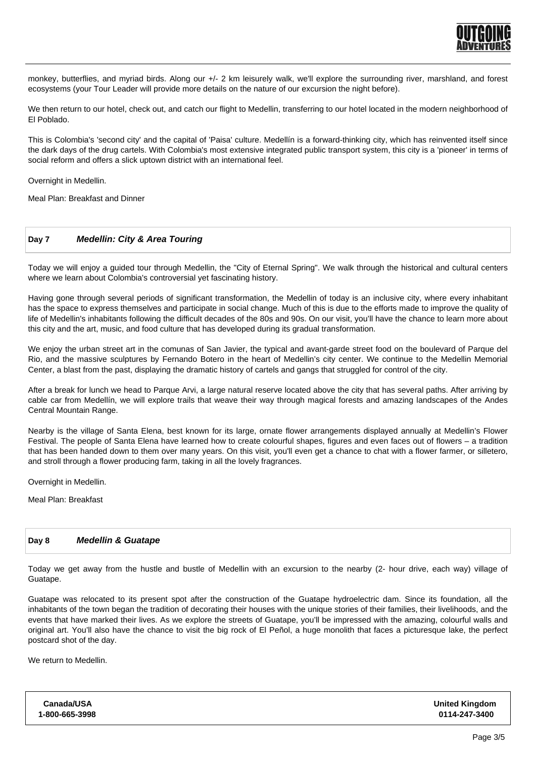monkey, butterflies, and myriad birds. Along our +/- 2 km leisurely walk, we'll explore the surrounding river, marshland, and forest ecosystems (your Tour Leader will provide more details on the nature of our excursion the night before).

We then return to our hotel, check out, and catch our flight to Medellin, transferring to our hotel located in the modern neighborhood of El Poblado.

This is Colombia's 'second city' and the capital of 'Paisa' culture. Medellín is a forward-thinking city, which has reinvented itself since the dark days of the drug cartels. With Colombia's most extensive integrated public transport system, this city is a 'pioneer' in terms of social reform and offers a slick uptown district with an international feel.

Overnight in Medellin.

Meal Plan: Breakfast and Dinner

## Day 7 *Medellin: City & Area Touring*

Today we will enjoy a guided tour through Medellin, the "City of Eternal Spring". We walk through the historical and cultural centers where we learn about Colombia's controversial yet fascinating history.

Having gone through several periods of significant transformation, the Medellin of today is an inclusive city, where every inhabitant has the space to express themselves and participate in social change. Much of this is due to the efforts made to improve the quality of life of Medellin's inhabitants following the difficult decades of the 80s and 90s. On our visit, you'll have the chance to learn more about this city and the art, music, and food culture that has developed during its gradual transformation.

We enjoy the urban street art in the comunas of San Javier, the typical and avant-garde street food on the boulevard of Parque del Rio, and the massive sculptures by Fernando Botero in the heart of Medellin's city center. We continue to the Medellin Memorial Center, a blast from the past, displaying the dramatic history of cartels and gangs that struggled for control of the city.

After a break for lunch we head to Parque Arvi, a large natural reserve located above the city that has several paths. After arriving by cable car from Medellín, we will explore trails that weave their way through magical forests and amazing landscapes of the Andes Central Mountain Range.

Nearby is the village of Santa Elena, best known for its large, ornate flower arrangements displayed annually at Medellin's Flower Festival. The people of Santa Elena have learned how to create colourful shapes, figures and even faces out of flowers – a tradition that has been handed down to them over many years. On this visit, you'll even get a chance to chat with a flower farmer, or silletero, and stroll through a flower producing farm, taking in all the lovely fragrances.

Overnight in Medellin.

Meal Plan: Breakfast

## Day 8 *Medellin & Guatape*

Today we get away from the hustle and bustle of Medellin with an excursion to the nearby (2- hour drive, each way) village of Guatape.

Guatape was relocated to its present spot after the construction of the Guatape hydroelectric dam. Since its foundation, all the inhabitants of the town began the tradition of decorating their houses with the unique stories of their families, their livelihoods, and the events that have marked their lives. As we explore the streets of Guatape, you'll be impressed with the amazing, colourful walls and original art. You'll also have the chance to visit the big rock of El Peñol, a huge monolith that faces a picturesque lake, the perfect postcard shot of the day.

We return to Medellin.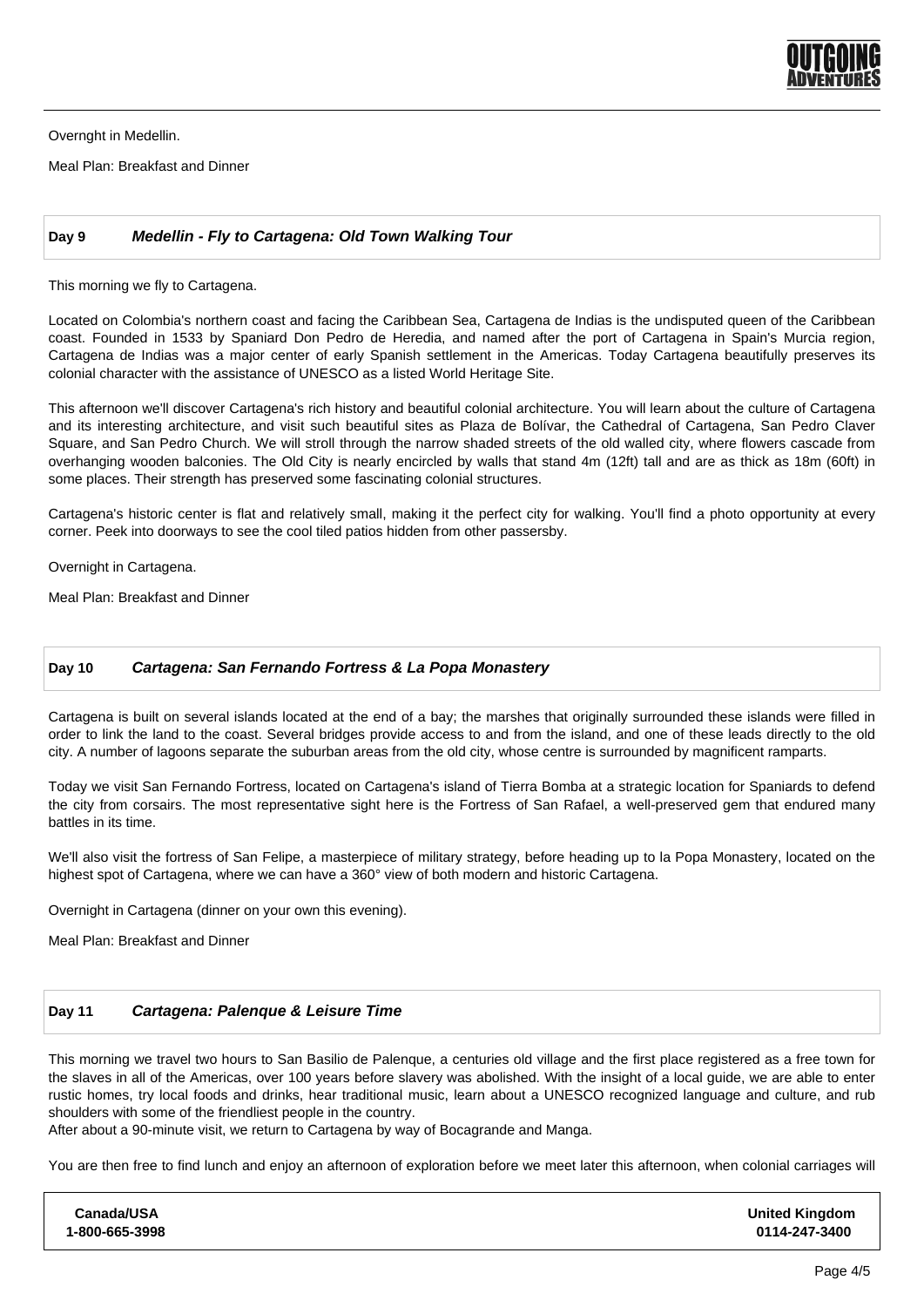Overnght in Medellin.

Meal Plan: Breakfast and Dinner

## Day 9 *Medellin - Fly to Cartagena: Old Town Walking Tour*

This morning we fly to Cartagena.

Located on Colombia's northern coast and facing the Caribbean Sea, Cartagena de Indias is the undisputed queen of the Caribbean coast. Founded in 1533 by Spaniard Don Pedro de Heredia, and named after the port of Cartagena in Spain's Murcia region, Cartagena de Indias was a major center of early Spanish settlement in the Americas. Today Cartagena beautifully preserves its colonial character with the assistance of UNESCO as a listed World Heritage Site.

This afternoon we'll discover Cartagena's rich history and beautiful colonial architecture. You will learn about the culture of Cartagena and its interesting architecture, and visit such beautiful sites as Plaza de Bolívar, the Cathedral of Cartagena, San Pedro Claver Square, and San Pedro Church. We will stroll through the narrow shaded streets of the old walled city, where flowers cascade from overhanging wooden balconies. The Old City is nearly encircled by walls that stand 4m (12ft) tall and are as thick as 18m (60ft) in some places. Their strength has preserved some fascinating colonial structures.

Cartagena's historic center is flat and relatively small, making it the perfect city for walking. You'll find a photo opportunity at every corner. Peek into doorways to see the cool tiled patios hidden from other passersby.

Overnight in Cartagena.

Meal Plan: Breakfast and Dinner

## Day 10 *Cartagena: San Fernando Fortress & La Popa Monastery*

Cartagena is built on several islands located at the end of a bay; the marshes that originally surrounded these islands were filled in order to link the land to the coast. Several bridges provide access to and from the island, and one of these leads directly to the old city. A number of lagoons separate the suburban areas from the old city, whose centre is surrounded by magnificent ramparts.

Today we visit San Fernando Fortress, located on Cartagena's island of Tierra Bomba at a strategic location for Spaniards to defend the city from corsairs. The most representative sight here is the Fortress of San Rafael, a well-preserved gem that endured many battles in its time.

We'll also visit the fortress of San Felipe, a masterpiece of military strategy, before heading up to la Popa Monastery, located on the highest spot of Cartagena, where we can have a 360° view of both modern and historic Cartagena.

Overnight in Cartagena (dinner on your own this evening).

Meal Plan: Breakfast and Dinner

## Day 11 *Cartagena: Palenque & Leisure Time*

This morning we travel two hours to San Basilio de Palenque, a centuries old village and the first place registered as a free town for the slaves in all of the Americas, over 100 years before slavery was abolished. With the insight of a local guide, we are able to enter rustic homes, try local foods and drinks, hear traditional music, learn about a UNESCO recognized language and culture, and rub shoulders with some of the friendliest people in the country.
After about a 90-minute visit, we return to Cartagena by way of Bocagrande and Manga.

You are then free to find lunch and enjoy an afternoon of exploration before we meet later this afternoon, when colonial carriages will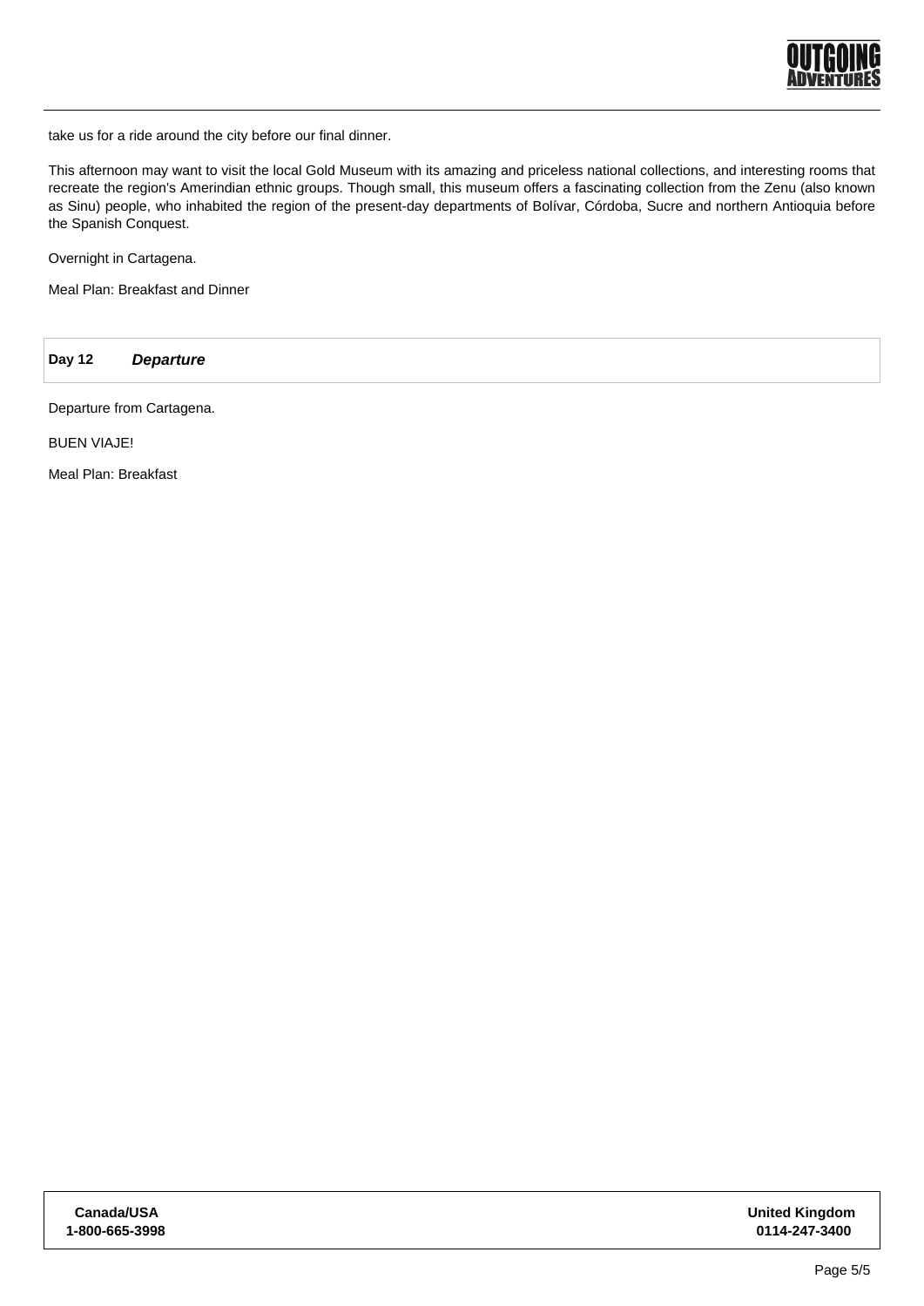take us for a ride around the city before our final dinner.

This afternoon may want to visit the local Gold Museum with its amazing and priceless national collections, and interesting rooms that recreate the region's Amerindian ethnic groups. Though small, this museum offers a fascinating collection from the Zenu (also known as Sinu) people, who inhabited the region of the present-day departments of Bolívar, Córdoba, Sucre and northern Antioquia before the Spanish Conquest.

Overnight in Cartagena.

Meal Plan: Breakfast and Dinner

## Day 12 *Departure*

Departure from Cartagena.

BUEN VIAJE!

Meal Plan: Breakfast

**Canada/USA**
**1-800-665-3998**

**United Kingdom**
**0114-247-3400**